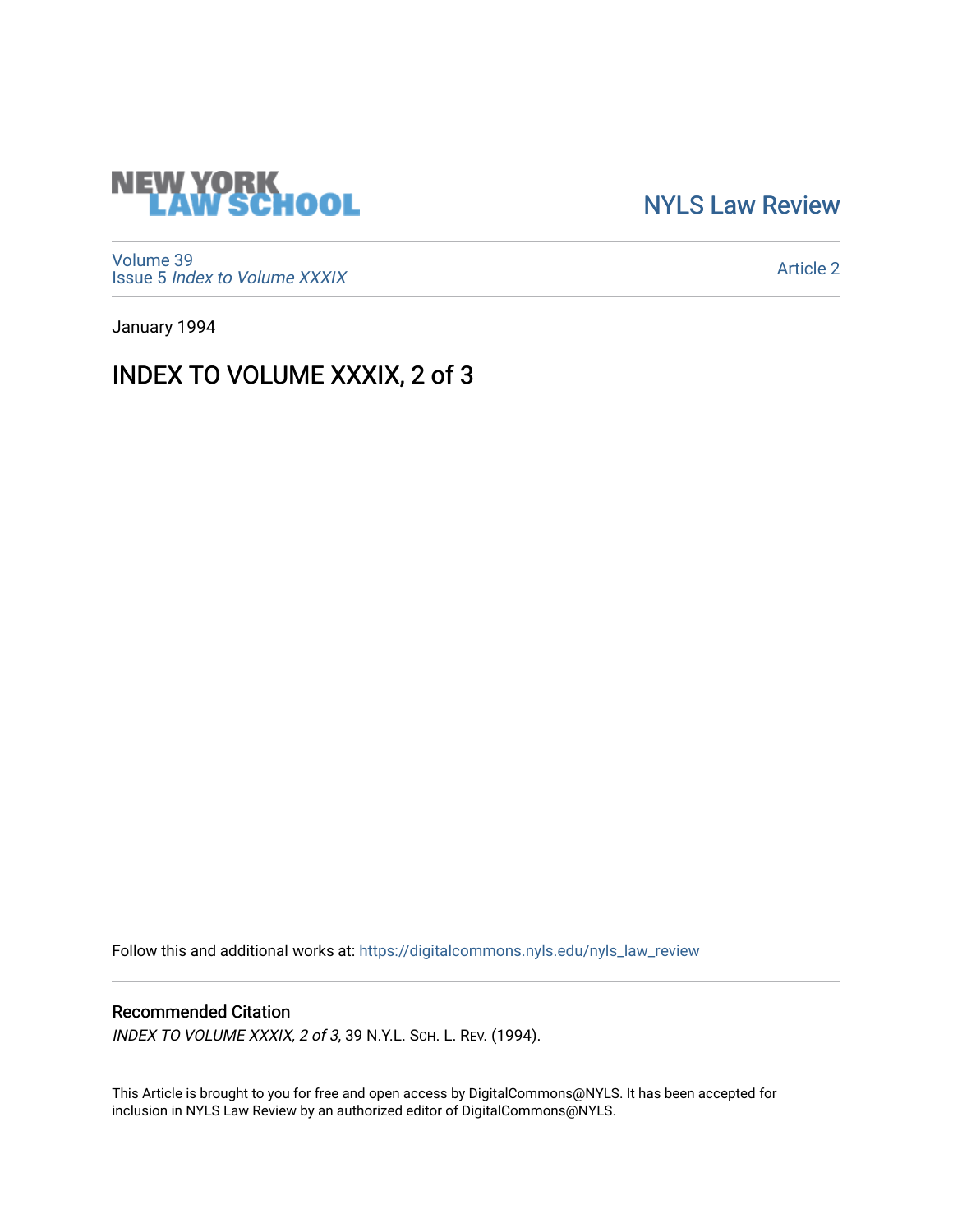NEW YORK LAW SCHOOL

NYLS Law Review

Volume 39
Issue 5 *Index to Volume XXXIX*

Article 2

January 1994

# INDEX TO VOLUME XXXIX, 2 of 3

Follow this and additional works at: https://digitalcommons.nyls.edu/nyls_law_review

## Recommended Citation

*INDEX TO VOLUME XXXIX, 2 of 3*, 39 N.Y.L. Sch. L. Rev. (1994).

This Article is brought to you for free and open access by DigitalCommons@NYLS. It has been accepted for inclusion in NYLS Law Review by an authorized editor of DigitalCommons@NYLS.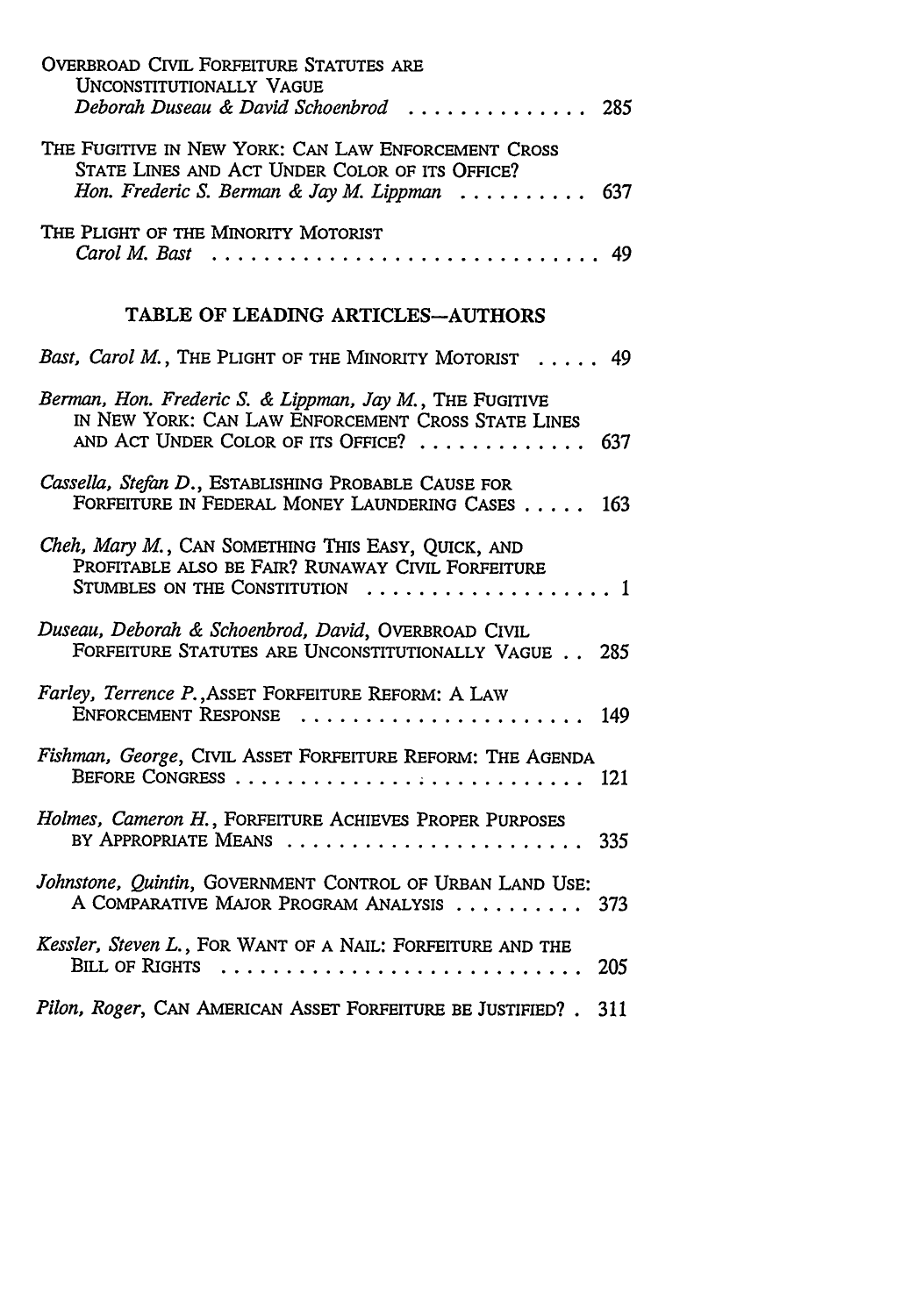OVERBROAD CIVIL FORFEITURE STATUTES ARE UNCONSTITUTIONALLY VAGUE
*Deborah Duseau & David Schoenbrod* . . . . . . . . . . . . . 285

THE FUGITIVE IN NEW YORK: CAN LAW ENFORCEMENT CROSS STATE LINES AND ACT UNDER COLOR OF ITS OFFICE?
*Hon. Frederic S. Berman & Jay M. Lippman* . . . . . . . . . . 637

THE PLIGHT OF THE MINORITY MOTORIST
*Carol M. Bast* . . . . . . . . . . . . . . . . . . . . . . . . . . . 49

## TABLE OF LEADING ARTICLES—AUTHORS

*Bast, Carol M.*, THE PLIGHT OF THE MINORITY MOTORIST . . . . . 49

*Berman, Hon. Frederic S. & Lippman, Jay M.*, THE FUGITIVE IN NEW YORK: CAN LAW ENFORCEMENT CROSS STATE LINES AND ACT UNDER COLOR OF ITS OFFICE? . . . . . . . . . . . . . 637

*Cassella, Stefan D.*, ESTABLISHING PROBABLE CAUSE FOR FORFEITURE IN FEDERAL MONEY LAUNDERING CASES . . . . . 163

*Cheh, Mary M.*, CAN SOMETHING THIS EASY, QUICK, AND PROFITABLE ALSO BE FAIR? RUNAWAY CIVIL FORFEITURE STUMBLES ON THE CONSTITUTION . . . . . . . . . . . . . . . . . . 1

*Duseau, Deborah & Schoenbrod, David*, OVERBROAD CIVIL FORFEITURE STATUTES ARE UNCONSTITUTIONALLY VAGUE . . 285

*Farley, Terrence P.*, ASSET FORFEITURE REFORM: A LAW ENFORCEMENT RESPONSE . . . . . . . . . . . . . . . . . . . . . 149

*Fishman, George*, CIVIL ASSET FORFEITURE REFORM: THE AGENDA BEFORE CONGRESS . . . . . . . . . . . . . . . . . . . . . . . . . 121

*Holmes, Cameron H.*, FORFEITURE ACHIEVES PROPER PURPOSES BY APPROPRIATE MEANS . . . . . . . . . . . . . . . . . . . . . . 335

*Johnstone, Quintin*, GOVERNMENT CONTROL OF URBAN LAND USE: A COMPARATIVE MAJOR PROGRAM ANALYSIS . . . . . . . . . . 373

*Kessler, Steven L.*, FOR WANT OF A NAIL: FORFEITURE AND THE BILL OF RIGHTS . . . . . . . . . . . . . . . . . . . . . . . . . . 205

*Pilon, Roger*, CAN AMERICAN ASSET FORFEITURE BE JUSTIFIED? . 311